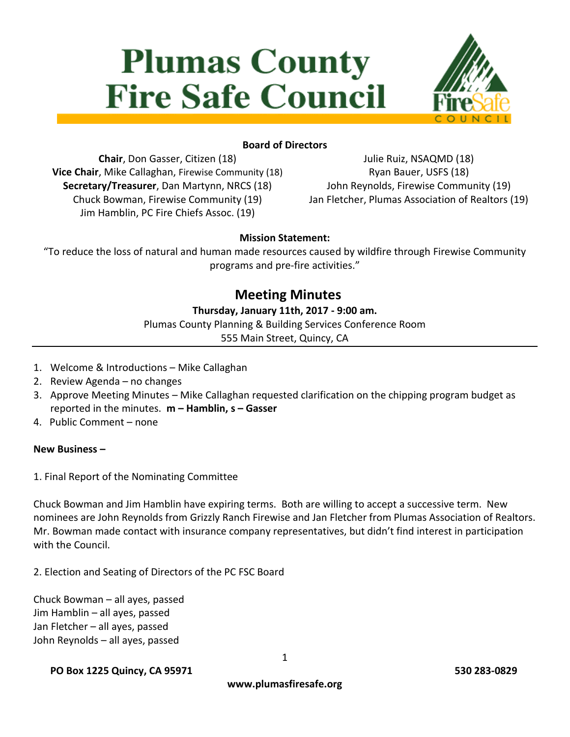# Plumas County Fire Safe Council

**Board of Directors**

**Chair**, Don Gasser, Citizen (18)
**Vice Chair**, Mike Callaghan, Firewise Community (18)
**Secretary/Treasurer**, Dan Martynn, NRCS (18)
Chuck Bowman, Firewise Community (19)
Jim Hamblin, PC Fire Chiefs Assoc. (19)
Julie Ruiz, NSAQMD (18)
Ryan Bauer, USFS (18)
John Reynolds, Firewise Community (19)
Jan Fletcher, Plumas Association of Realtors (19)

**Mission Statement:**

"To reduce the loss of natural and human made resources caused by wildfire through Firewise Community programs and pre-fire activities."

## Meeting Minutes

**Thursday, January 11th, 2017 - 9:00 am.**

Plumas County Planning & Building Services Conference Room
555 Main Street, Quincy, CA

---

1. Welcome & Introductions – Mike Callaghan
2. Review Agenda – no changes
3. Approve Meeting Minutes – Mike Callaghan requested clarification on the chipping program budget as reported in the minutes. **m – Hamblin, s – Gasser**
4. Public Comment – none

**New Business –**

1. Final Report of the Nominating Committee

Chuck Bowman and Jim Hamblin have expiring terms. Both are willing to accept a successive term. New nominees are John Reynolds from Grizzly Ranch Firewise and Jan Fletcher from Plumas Association of Realtors. Mr. Bowman made contact with insurance company representatives, but didn't find interest in participation with the Council.

2. Election and Seating of Directors of the PC FSC Board

Chuck Bowman – all ayes, passed
Jim Hamblin – all ayes, passed
Jan Fletcher – all ayes, passed
John Reynolds – all ayes, passed

**PO Box 1225 Quincy, CA 95971** **530 283-0829**

**www.plumasfiresafe.org**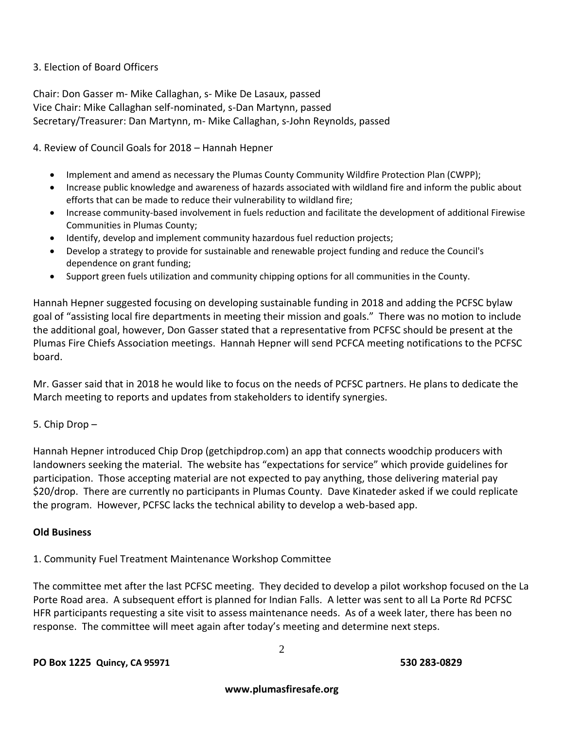3. Election of Board Officers

Chair: Don Gasser m- Mike Callaghan, s- Mike De Lasaux, passed
Vice Chair: Mike Callaghan self-nominated, s-Dan Martynn, passed
Secretary/Treasurer: Dan Martynn, m- Mike Callaghan, s-John Reynolds, passed

4. Review of Council Goals for 2018 – Hannah Hepner

- Implement and amend as necessary the Plumas County Community Wildfire Protection Plan (CWPP);
- Increase public knowledge and awareness of hazards associated with wildland fire and inform the public about efforts that can be made to reduce their vulnerability to wildland fire;
- Increase community-based involvement in fuels reduction and facilitate the development of additional Firewise Communities in Plumas County;
- Identify, develop and implement community hazardous fuel reduction projects;
- Develop a strategy to provide for sustainable and renewable project funding and reduce the Council's dependence on grant funding;
- Support green fuels utilization and community chipping options for all communities in the County.

Hannah Hepner suggested focusing on developing sustainable funding in 2018 and adding the PCFSC bylaw goal of "assisting local fire departments in meeting their mission and goals." There was no motion to include the additional goal, however, Don Gasser stated that a representative from PCFSC should be present at the Plumas Fire Chiefs Association meetings. Hannah Hepner will send PCFCA meeting notifications to the PCFSC board.

Mr. Gasser said that in 2018 he would like to focus on the needs of PCFSC partners. He plans to dedicate the March meeting to reports and updates from stakeholders to identify synergies.

5. Chip Drop –

Hannah Hepner introduced Chip Drop (getchipdrop.com) an app that connects woodchip producers with landowners seeking the material. The website has "expectations for service" which provide guidelines for participation. Those accepting material are not expected to pay anything, those delivering material pay $20/drop. There are currently no participants in Plumas County. Dave Kinateder asked if we could replicate the program. However, PCFSC lacks the technical ability to develop a web-based app.

**Old Business**

1. Community Fuel Treatment Maintenance Workshop Committee

The committee met after the last PCFSC meeting. They decided to develop a pilot workshop focused on the La Porte Road area. A subsequent effort is planned for Indian Falls. A letter was sent to all La Porte Rd PCFSC HFR participants requesting a site visit to assess maintenance needs. As of a week later, there has been no response. The committee will meet again after today's meeting and determine next steps.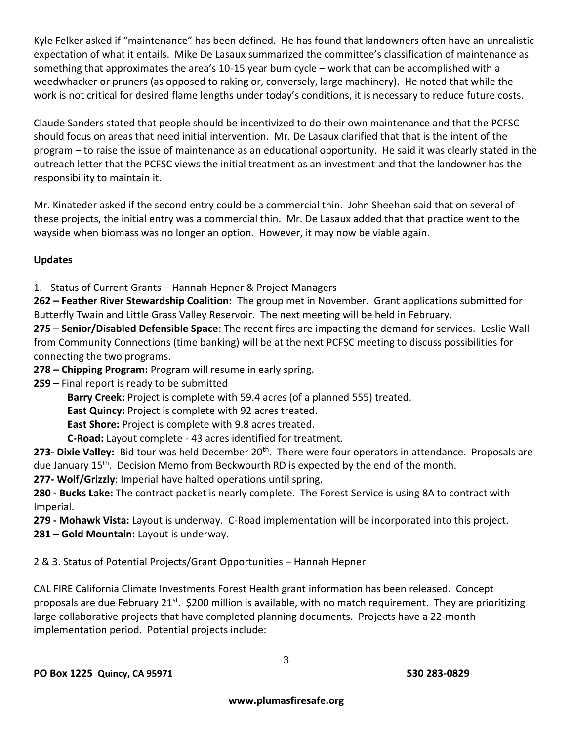Kyle Felker asked if "maintenance" has been defined. He has found that landowners often have an unrealistic expectation of what it entails. Mike De Lasaux summarized the committee's classification of maintenance as something that approximates the area's 10-15 year burn cycle – work that can be accomplished with a weedwhacker or pruners (as opposed to raking or, conversely, large machinery). He noted that while the work is not critical for desired flame lengths under today's conditions, it is necessary to reduce future costs.

Claude Sanders stated that people should be incentivized to do their own maintenance and that the PCFSC should focus on areas that need initial intervention. Mr. De Lasaux clarified that that is the intent of the program – to raise the issue of maintenance as an educational opportunity. He said it was clearly stated in the outreach letter that the PCFSC views the initial treatment as an investment and that the landowner has the responsibility to maintain it.

Mr. Kinateder asked if the second entry could be a commercial thin. John Sheehan said that on several of these projects, the initial entry was a commercial thin. Mr. De Lasaux added that that practice went to the wayside when biomass was no longer an option. However, it may now be viable again.

**Updates**

1. Status of Current Grants – Hannah Hepner & Project Managers

**262 – Feather River Stewardship Coalition:** The group met in November. Grant applications submitted for Butterfly Twain and Little Grass Valley Reservoir. The next meeting will be held in February.

**275 – Senior/Disabled Defensible Space**: The recent fires are impacting the demand for services. Leslie Wall from Community Connections (time banking) will be at the next PCFSC meeting to discuss possibilities for connecting the two programs.

**278 – Chipping Program:** Program will resume in early spring.

**259 –** Final report is ready to be submitted

- **Barry Creek:** Project is complete with 59.4 acres (of a planned 555) treated.
- **East Quincy:** Project is complete with 92 acres treated.
- **East Shore:** Project is complete with 9.8 acres treated.
- **C-Road:** Layout complete - 43 acres identified for treatment.

**273- Dixie Valley:** Bid tour was held December 20th. There were four operators in attendance. Proposals are due January 15th. Decision Memo from Beckwourth RD is expected by the end of the month.

**277- Wolf/Grizzly**: Imperial have halted operations until spring.

**280 - Bucks Lake:** The contract packet is nearly complete. The Forest Service is using 8A to contract with Imperial.

**279 - Mohawk Vista:** Layout is underway. C-Road implementation will be incorporated into this project.

**281 – Gold Mountain:** Layout is underway.

2 & 3. Status of Potential Projects/Grant Opportunities – Hannah Hepner

CAL FIRE California Climate Investments Forest Health grant information has been released. Concept proposals are due February 21st. $200 million is available, with no match requirement. They are prioritizing large collaborative projects that have completed planning documents. Projects have a 22-month implementation period. Potential projects include: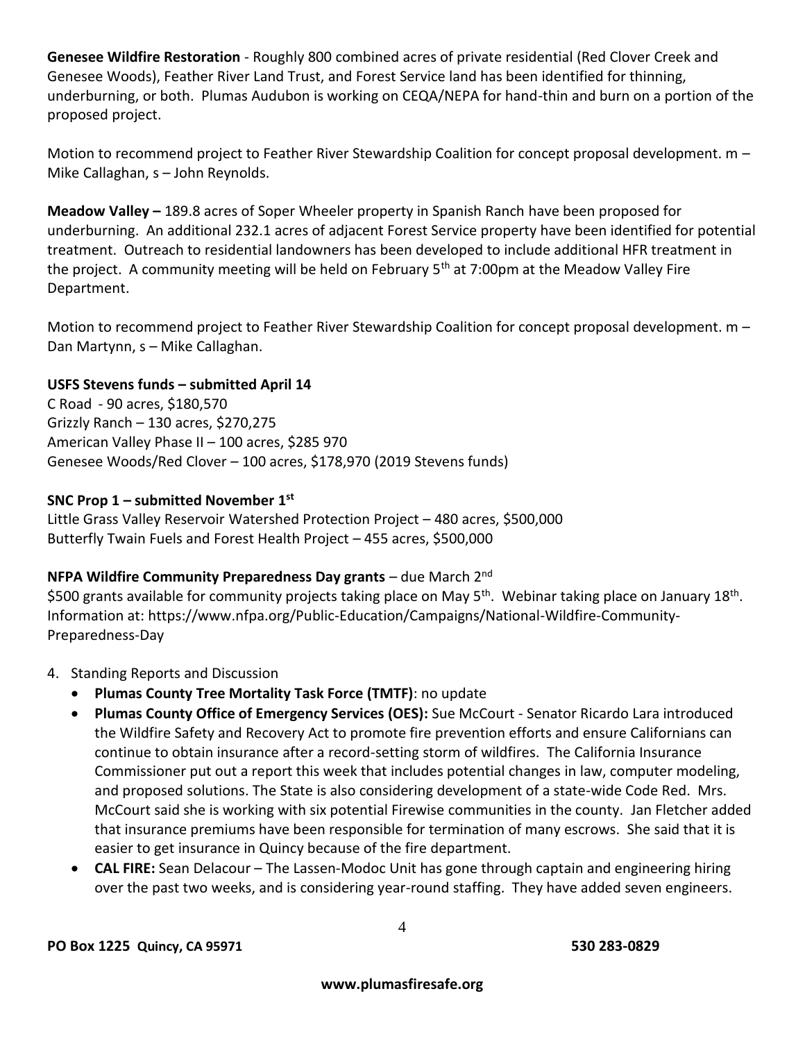**Genesee Wildfire Restoration** - Roughly 800 combined acres of private residential (Red Clover Creek and Genesee Woods), Feather River Land Trust, and Forest Service land has been identified for thinning, underburning, or both. Plumas Audubon is working on CEQA/NEPA for hand-thin and burn on a portion of the proposed project.

Motion to recommend project to Feather River Stewardship Coalition for concept proposal development. m – Mike Callaghan, s – John Reynolds.

**Meadow Valley –** 189.8 acres of Soper Wheeler property in Spanish Ranch have been proposed for underburning. An additional 232.1 acres of adjacent Forest Service property have been identified for potential treatment. Outreach to residential landowners has been developed to include additional HFR treatment in the project. A community meeting will be held on February 5th at 7:00pm at the Meadow Valley Fire Department.

Motion to recommend project to Feather River Stewardship Coalition for concept proposal development. m – Dan Martynn, s – Mike Callaghan.

**USFS Stevens funds – submitted April 14**

C Road - 90 acres, $180,570
Grizzly Ranch – 130 acres, $270,275
American Valley Phase II – 100 acres, $285 970
Genesee Woods/Red Clover – 100 acres, $178,970 (2019 Stevens funds)

**SNC Prop 1 – submitted November 1st**

Little Grass Valley Reservoir Watershed Protection Project – 480 acres, $500,000
Butterfly Twain Fuels and Forest Health Project – 455 acres, $500,000

**NFPA Wildfire Community Preparedness Day grants** – due March 2nd

$500 grants available for community projects taking place on May 5th. Webinar taking place on January 18th. Information at: https://www.nfpa.org/Public-Education/Campaigns/National-Wildfire-Community-Preparedness-Day

4. Standing Reports and Discussion
   - **Plumas County Tree Mortality Task Force (TMTF)**: no update
   - **Plumas County Office of Emergency Services (OES):** Sue McCourt - Senator Ricardo Lara introduced the Wildfire Safety and Recovery Act to promote fire prevention efforts and ensure Californians can continue to obtain insurance after a record-setting storm of wildfires. The California Insurance Commissioner put out a report this week that includes potential changes in law, computer modeling, and proposed solutions. The State is also considering development of a state-wide Code Red. Mrs. McCourt said she is working with six potential Firewise communities in the county. Jan Fletcher added that insurance premiums have been responsible for termination of many escrows. She said that it is easier to get insurance in Quincy because of the fire department.
   - **CAL FIRE:** Sean Delacour – The Lassen-Modoc Unit has gone through captain and engineering hiring over the past two weeks, and is considering year-round staffing. They have added seven engineers.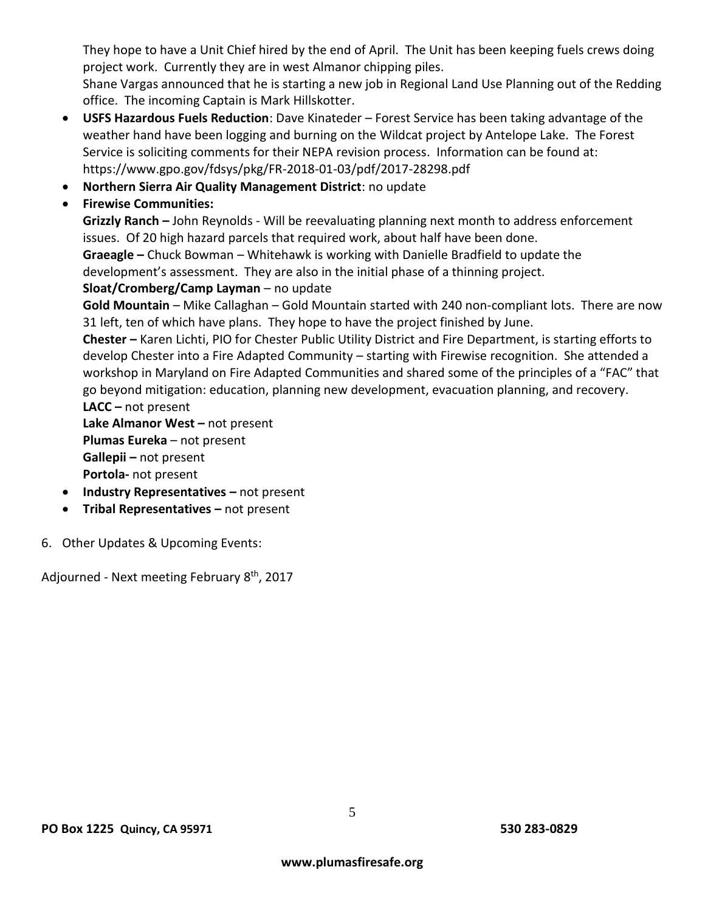They hope to have a Unit Chief hired by the end of April. The Unit has been keeping fuels crews doing project work. Currently they are in west Almanor chipping piles.
Shane Vargas announced that he is starting a new job in Regional Land Use Planning out of the Redding office. The incoming Captain is Mark Hillskotter.

- **USFS Hazardous Fuels Reduction**: Dave Kinateder – Forest Service has been taking advantage of the weather hand have been logging and burning on the Wildcat project by Antelope Lake. The Forest Service is soliciting comments for their NEPA revision process. Information can be found at: https://www.gpo.gov/fdsys/pkg/FR-2018-01-03/pdf/2017-28298.pdf
- **Northern Sierra Air Quality Management District**: no update
- **Firewise Communities:**
  **Grizzly Ranch –** John Reynolds - Will be reevaluating planning next month to address enforcement issues. Of 20 high hazard parcels that required work, about half have been done.
  **Graeagle –** Chuck Bowman – Whitehawk is working with Danielle Bradfield to update the development's assessment. They are also in the initial phase of a thinning project.
  **Sloat/Cromberg/Camp Layman** – no update
  **Gold Mountain** – Mike Callaghan – Gold Mountain started with 240 non-compliant lots. There are now 31 left, ten of which have plans. They hope to have the project finished by June.
  **Chester –** Karen Lichti, PIO for Chester Public Utility District and Fire Department, is starting efforts to develop Chester into a Fire Adapted Community – starting with Firewise recognition. She attended a workshop in Maryland on Fire Adapted Communities and shared some of the principles of a "FAC" that go beyond mitigation: education, planning new development, evacuation planning, and recovery.
  **LACC –** not present
  **Lake Almanor West –** not present
  **Plumas Eureka** – not present
  **Gallepii –** not present
  **Portola-** not present
- **Industry Representatives –** not present
- **Tribal Representatives –** not present

6. Other Updates & Upcoming Events:

Adjourned - Next meeting February 8th, 2017

**PO Box 1225 Quincy, CA 95971** **530 283-0829**

**www.plumasfiresafe.org**